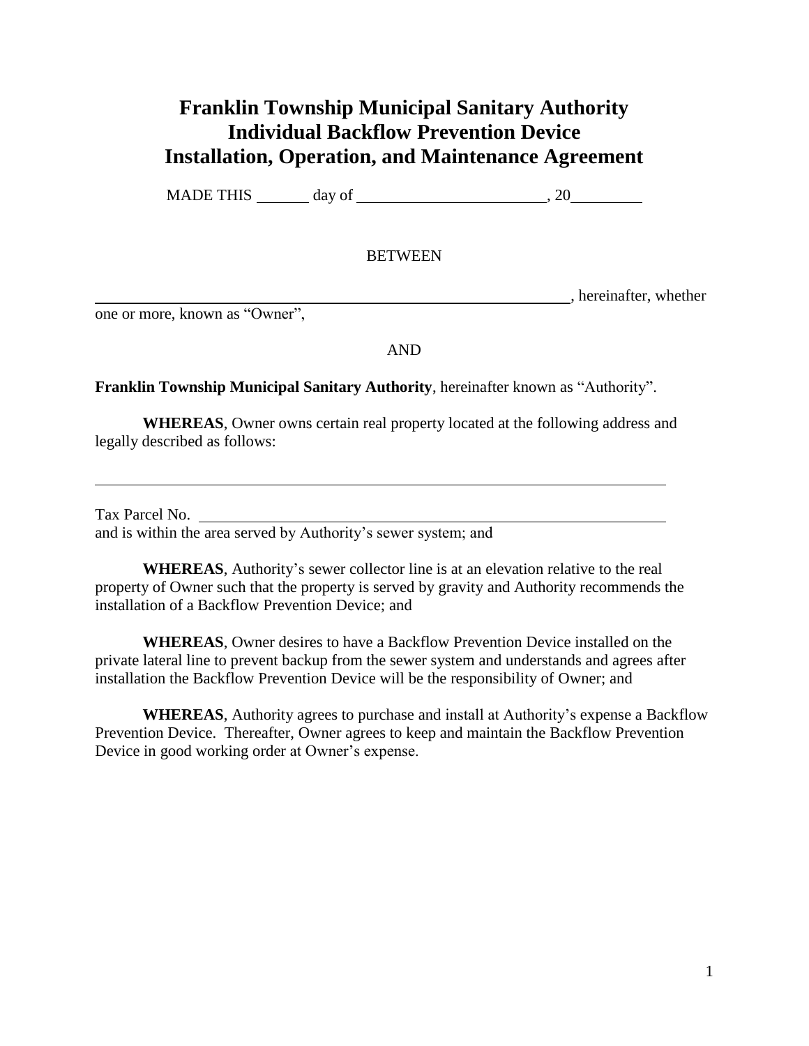# Franklin Township Municipal Sanitary Authority
# Individual Backflow Prevention Device
# Installation, Operation, and Maintenance Agreement

MADE THIS _______ day of ________________________, 20_________

BETWEEN

_______________________________________________________________, hereinafter, whether one or more, known as "Owner",

AND

**Franklin Township Municipal Sanitary Authority**, hereinafter known as "Authority".

**WHEREAS**, Owner owns certain real property located at the following address and legally described as follows:

_______________________________________________________________________________

Tax Parcel No. _________________________________________________________________
and is within the area served by Authority's sewer system; and

**WHEREAS**, Authority's sewer collector line is at an elevation relative to the real property of Owner such that the property is served by gravity and Authority recommends the installation of a Backflow Prevention Device; and

**WHEREAS**, Owner desires to have a Backflow Prevention Device installed on the private lateral line to prevent backup from the sewer system and understands and agrees after installation the Backflow Prevention Device will be the responsibility of Owner; and

**WHEREAS**, Authority agrees to purchase and install at Authority's expense a Backflow Prevention Device. Thereafter, Owner agrees to keep and maintain the Backflow Prevention Device in good working order at Owner's expense.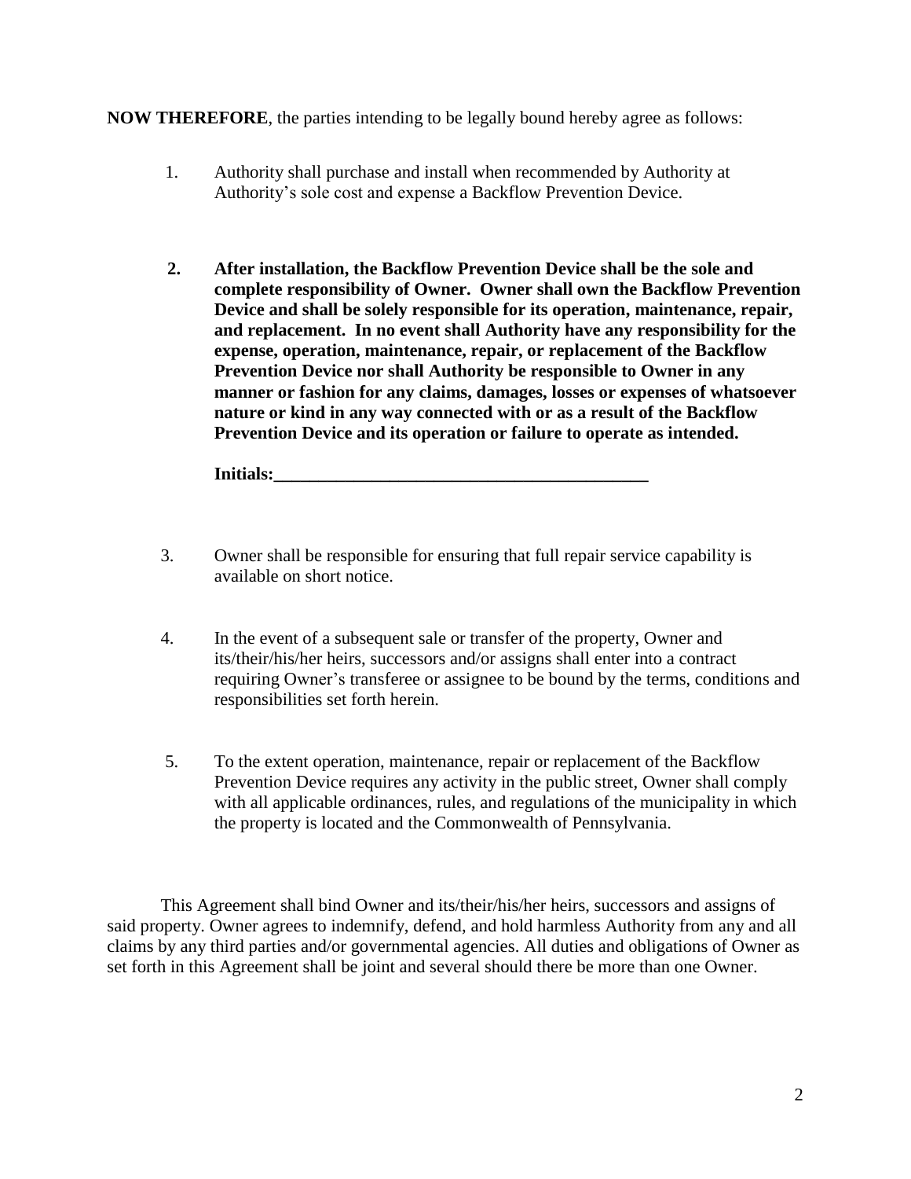**NOW THEREFORE**, the parties intending to be legally bound hereby agree as follows:

1. Authority shall purchase and install when recommended by Authority at Authority's sole cost and expense a Backflow Prevention Device.

2. **After installation, the Backflow Prevention Device shall be the sole and complete responsibility of Owner. Owner shall own the Backflow Prevention Device and shall be solely responsible for its operation, maintenance, repair, and replacement. In no event shall Authority have any responsibility for the expense, operation, maintenance, repair, or replacement of the Backflow Prevention Device nor shall Authority be responsible to Owner in any manner or fashion for any claims, damages, losses or expenses of whatsoever nature or kind in any way connected with or as a result of the Backflow Prevention Device and its operation or failure to operate as intended.**

   **Initials:\_\_\_\_\_\_\_\_\_\_\_\_\_\_\_\_\_\_\_\_\_\_\_\_\_\_\_\_\_\_\_\_\_\_\_\_\_\_\_\_\_\_**

3. Owner shall be responsible for ensuring that full repair service capability is available on short notice.

4. In the event of a subsequent sale or transfer of the property, Owner and its/their/his/her heirs, successors and/or assigns shall enter into a contract requiring Owner's transferee or assignee to be bound by the terms, conditions and responsibilities set forth herein.

5. To the extent operation, maintenance, repair or replacement of the Backflow Prevention Device requires any activity in the public street, Owner shall comply with all applicable ordinances, rules, and regulations of the municipality in which the property is located and the Commonwealth of Pennsylvania.

This Agreement shall bind Owner and its/their/his/her heirs, successors and assigns of said property. Owner agrees to indemnify, defend, and hold harmless Authority from any and all claims by any third parties and/or governmental agencies. All duties and obligations of Owner as set forth in this Agreement shall be joint and several should there be more than one Owner.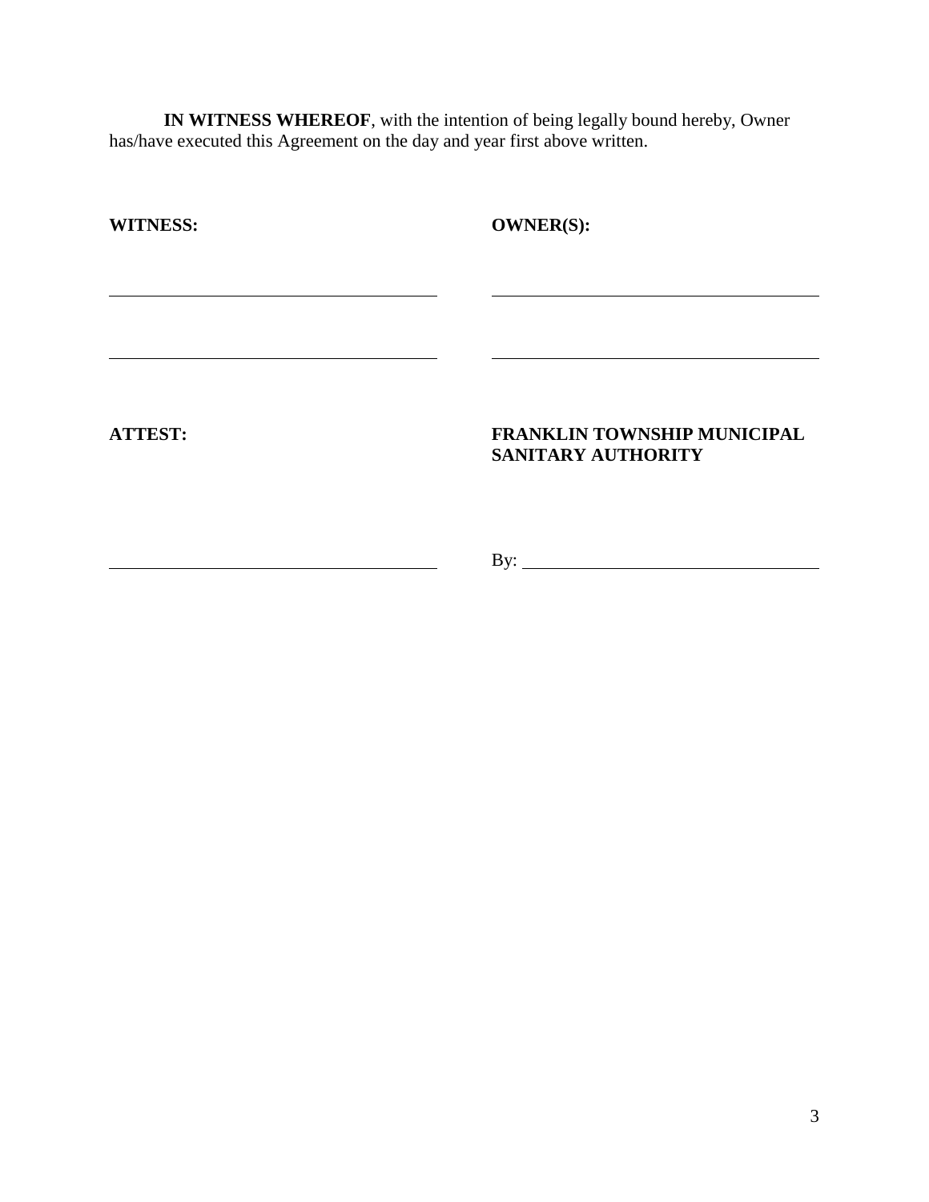**IN WITNESS WHEREOF**, with the intention of being legally bound hereby, Owner has/have executed this Agreement on the day and year first above written.

| **WITNESS:** | **OWNER(S):** |
| --- | --- |
| \_\_\_\_\_\_\_\_\_\_\_\_\_\_\_\_\_\_\_\_\_\_\_\_\_\_\_\_\_\_ | \_\_\_\_\_\_\_\_\_\_\_\_\_\_\_\_\_\_\_\_\_\_\_\_\_\_\_\_\_\_ |
| \_\_\_\_\_\_\_\_\_\_\_\_\_\_\_\_\_\_\_\_\_\_\_\_\_\_\_\_\_\_ | \_\_\_\_\_\_\_\_\_\_\_\_\_\_\_\_\_\_\_\_\_\_\_\_\_\_\_\_\_\_ |

| **ATTEST:** | **FRANKLIN TOWNSHIP MUNICIPAL SANITARY AUTHORITY** |
| --- | --- |
| \_\_\_\_\_\_\_\_\_\_\_\_\_\_\_\_\_\_\_\_\_\_\_\_\_\_\_\_\_\_ | By: \_\_\_\_\_\_\_\_\_\_\_\_\_\_\_\_\_\_\_\_\_\_\_\_\_\_ |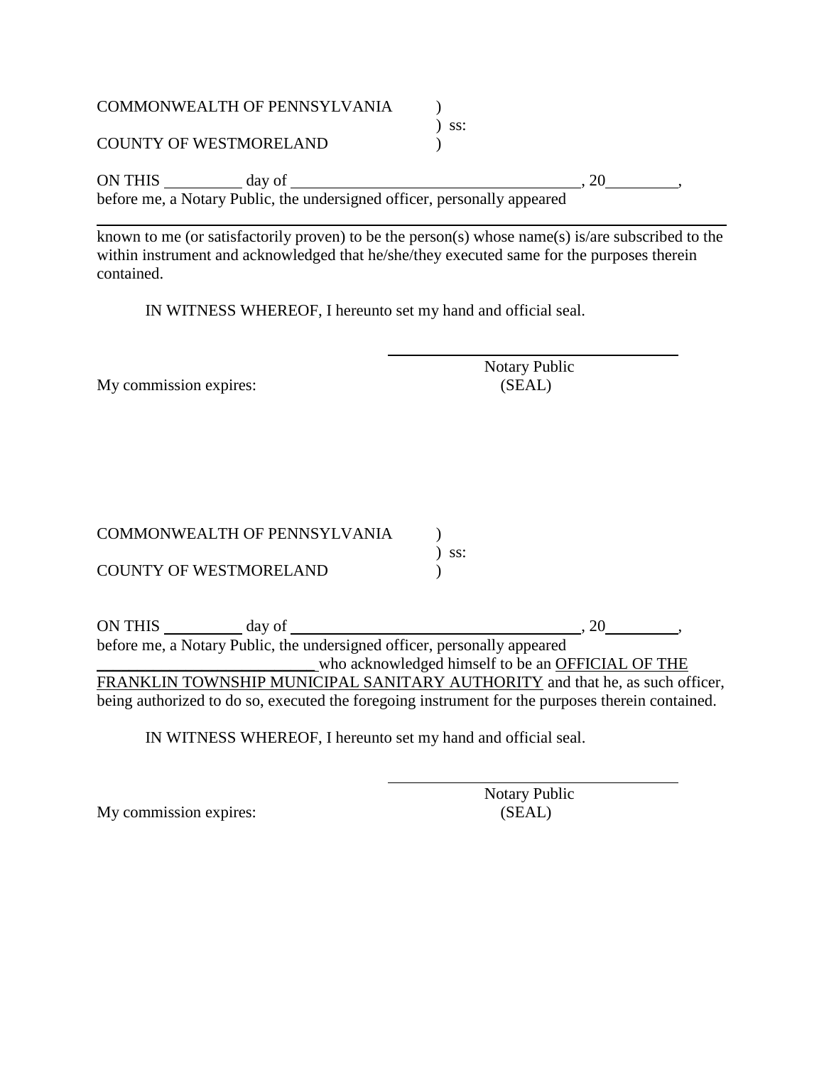COMMONWEALTH OF PENNSYLVANIA )
) ss:
COUNTY OF WESTMORELAND )

ON THIS __________ day of ____________________________________, 20_________,
before me, a Notary Public, the undersigned officer, personally appeared

______________________________________________________________________________

known to me (or satisfactorily proven) to be the person(s) whose name(s) is/are subscribed to the within instrument and acknowledged that he/she/they executed same for the purposes therein contained.

IN WITNESS WHEREOF, I hereunto set my hand and official seal.

_____________________________________
Notary Public
(SEAL)

My commission expires:

COMMONWEALTH OF PENNSYLVANIA )
) ss:
COUNTY OF WESTMORELAND )

ON THIS __________ day of ____________________________________, 20_________,
before me, a Notary Public, the undersigned officer, personally appeared
___________________________ who acknowledged himself to be an OFFICIAL OF THE FRANKLIN TOWNSHIP MUNICIPAL SANITARY AUTHORITY and that he, as such officer, being authorized to do so, executed the foregoing instrument for the purposes therein contained.

IN WITNESS WHEREOF, I hereunto set my hand and official seal.

_____________________________________
Notary Public
(SEAL)

My commission expires: